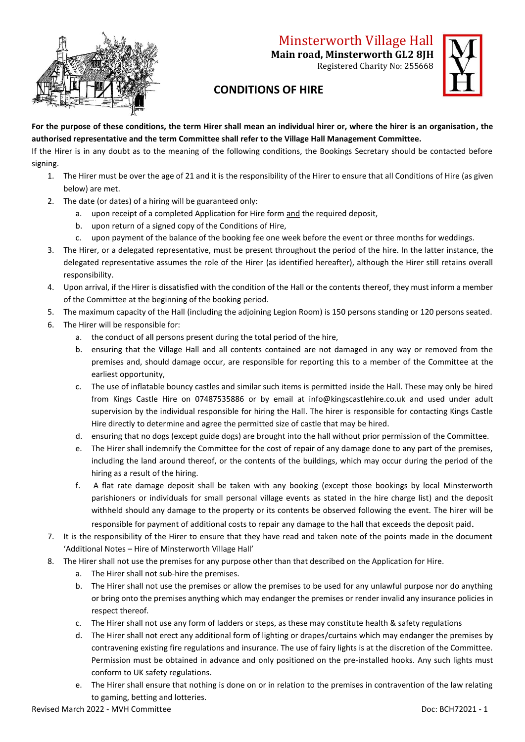# Minsterworth Village Hall

**Main road, Minsterworth GL2 8JH**

Registered Charity No: 255668

## CONDITIONS OF HIRE

**For the purpose of these conditions, the term Hirer shall mean an individual hirer or, where the hirer is an organisation, the authorised representative and the term Committee shall refer to the Village Hall Management Committee.**

If the Hirer is in any doubt as to the meaning of the following conditions, the Bookings Secretary should be contacted before signing.

1. The Hirer must be over the age of 21 and it is the responsibility of the Hirer to ensure that all Conditions of Hire (as given below) are met.
2. The date (or dates) of a hiring will be guaranteed only:
    a. upon receipt of a completed Application for Hire form <u>and</u> the required deposit,
    b. upon return of a signed copy of the Conditions of Hire,
    c. upon payment of the balance of the booking fee one week before the event or three months for weddings.
3. The Hirer, or a delegated representative, must be present throughout the period of the hire. In the latter instance, the delegated representative assumes the role of the Hirer (as identified hereafter), although the Hirer still retains overall responsibility.
4. Upon arrival, if the Hirer is dissatisfied with the condition of the Hall or the contents thereof, they must inform a member of the Committee at the beginning of the booking period.
5. The maximum capacity of the Hall (including the adjoining Legion Room) is 150 persons standing or 120 persons seated.
6. The Hirer will be responsible for:
    a. the conduct of all persons present during the total period of the hire,
    b. ensuring that the Village Hall and all contents contained are not damaged in any way or removed from the premises and, should damage occur, are responsible for reporting this to a member of the Committee at the earliest opportunity,
    c. The use of inflatable bouncy castles and similar such items is permitted inside the Hall. These may only be hired from Kings Castle Hire on 07487535886 or by email at info@kingscastlehire.co.uk and used under adult supervision by the individual responsible for hiring the Hall. The hirer is responsible for contacting Kings Castle Hire directly to determine and agree the permitted size of castle that may be hired.
    d. ensuring that no dogs (except guide dogs) are brought into the hall without prior permission of the Committee.
    e. The Hirer shall indemnify the Committee for the cost of repair of any damage done to any part of the premises, including the land around thereof, or the contents of the buildings, which may occur during the period of the hiring as a result of the hiring.
    f. A flat rate damage deposit shall be taken with any booking (except those bookings by local Minsterworth parishioners or individuals for small personal village events as stated in the hire charge list) and the deposit withheld should any damage to the property or its contents be observed following the event. The hirer will be responsible for payment of additional costs to repair any damage to the hall that exceeds the deposit paid.
7. It is the responsibility of the Hirer to ensure that they have read and taken note of the points made in the document 'Additional Notes – Hire of Minsterworth Village Hall'
8. The Hirer shall not use the premises for any purpose other than that described on the Application for Hire.
    a. The Hirer shall not sub-hire the premises.
    b. The Hirer shall not use the premises or allow the premises to be used for any unlawful purpose nor do anything or bring onto the premises anything which may endanger the premises or render invalid any insurance policies in respect thereof.
    c. The Hirer shall not use any form of ladders or steps, as these may constitute health & safety regulations
    d. The Hirer shall not erect any additional form of lighting or drapes/curtains which may endanger the premises by contravening existing fire regulations and insurance. The use of fairy lights is at the discretion of the Committee. Permission must be obtained in advance and only positioned on the pre-installed hooks. Any such lights must conform to UK safety regulations.
    e. The Hirer shall ensure that nothing is done on or in relation to the premises in contravention of the law relating to gaming, betting and lotteries.

Revised March 2022 - MVH Committee

Doc: BCH72021 - 1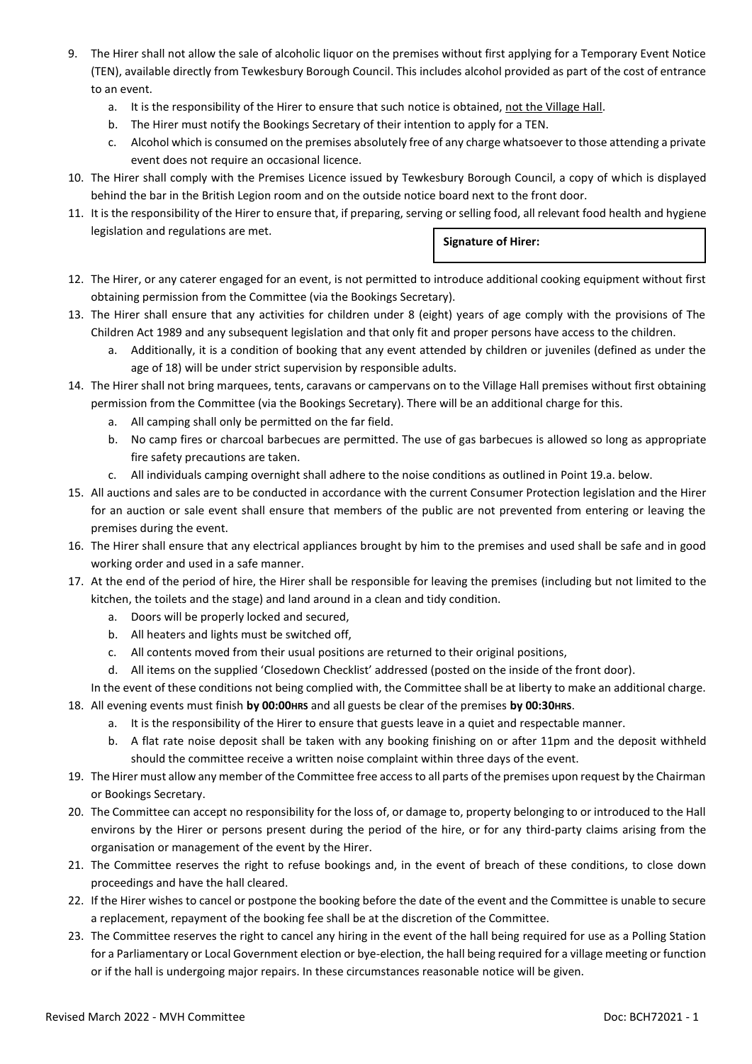9. The Hirer shall not allow the sale of alcoholic liquor on the premises without first applying for a Temporary Event Notice (TEN), available directly from Tewkesbury Borough Council. This includes alcohol provided as part of the cost of entrance to an event.
    a. It is the responsibility of the Hirer to ensure that such notice is obtained, <u>not the Village Hall</u>.
    b. The Hirer must notify the Bookings Secretary of their intention to apply for a TEN.
    c. Alcohol which is consumed on the premises absolutely free of any charge whatsoever to those attending a private event does not require an occasional licence.
10. The Hirer shall comply with the Premises Licence issued by Tewkesbury Borough Council, a copy of which is displayed behind the bar in the British Legion room and on the outside notice board next to the front door.
11. It is the responsibility of the Hirer to ensure that, if preparing, serving or selling food, all relevant food health and hygiene legislation and regulations are met.

| **Signature of Hirer:** |
| --- |

12. The Hirer, or any caterer engaged for an event, is not permitted to introduce additional cooking equipment without first obtaining permission from the Committee (via the Bookings Secretary).
13. The Hirer shall ensure that any activities for children under 8 (eight) years of age comply with the provisions of The Children Act 1989 and any subsequent legislation and that only fit and proper persons have access to the children.
    a. Additionally, it is a condition of booking that any event attended by children or juveniles (defined as under the age of 18) will be under strict supervision by responsible adults.
14. The Hirer shall not bring marquees, tents, caravans or campervans on to the Village Hall premises without first obtaining permission from the Committee (via the Bookings Secretary). There will be an additional charge for this.
    a. All camping shall only be permitted on the far field.
    b. No camp fires or charcoal barbecues are permitted. The use of gas barbecues is allowed so long as appropriate fire safety precautions are taken.
    c. All individuals camping overnight shall adhere to the noise conditions as outlined in Point 19.a. below.
15. All auctions and sales are to be conducted in accordance with the current Consumer Protection legislation and the Hirer for an auction or sale event shall ensure that members of the public are not prevented from entering or leaving the premises during the event.
16. The Hirer shall ensure that any electrical appliances brought by him to the premises and used shall be safe and in good working order and used in a safe manner.
17. At the end of the period of hire, the Hirer shall be responsible for leaving the premises (including but not limited to the kitchen, the toilets and the stage) and land around in a clean and tidy condition.
    a. Doors will be properly locked and secured,
    b. All heaters and lights must be switched off,
    c. All contents moved from their usual positions are returned to their original positions,
    d. All items on the supplied 'Closedown Checklist' addressed (posted on the inside of the front door).

    In the event of these conditions not being complied with, the Committee shall be at liberty to make an additional charge.
18. All evening events must finish **by 00:00HRS** and all guests be clear of the premises **by 00:30HRS**.
    a. It is the responsibility of the Hirer to ensure that guests leave in a quiet and respectable manner.
    b. A flat rate noise deposit shall be taken with any booking finishing on or after 11pm and the deposit withheld should the committee receive a written noise complaint within three days of the event.
19. The Hirer must allow any member of the Committee free access to all parts of the premises upon request by the Chairman or Bookings Secretary.
20. The Committee can accept no responsibility for the loss of, or damage to, property belonging to or introduced to the Hall environs by the Hirer or persons present during the period of the hire, or for any third-party claims arising from the organisation or management of the event by the Hirer.
21. The Committee reserves the right to refuse bookings and, in the event of breach of these conditions, to close down proceedings and have the hall cleared.
22. If the Hirer wishes to cancel or postpone the booking before the date of the event and the Committee is unable to secure a replacement, repayment of the booking fee shall be at the discretion of the Committee.
23. The Committee reserves the right to cancel any hiring in the event of the hall being required for use as a Polling Station for a Parliamentary or Local Government election or bye-election, the hall being required for a village meeting or function or if the hall is undergoing major repairs. In these circumstances reasonable notice will be given.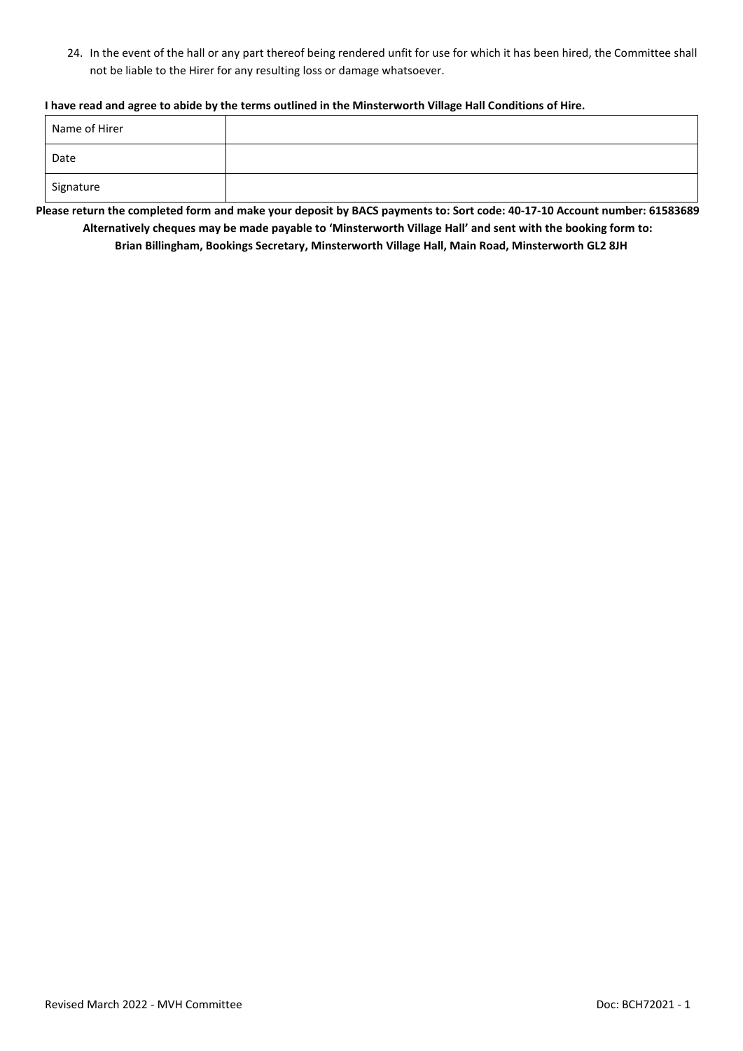24. In the event of the hall or any part thereof being rendered unfit for use for which it has been hired, the Committee shall not be liable to the Hirer for any resulting loss or damage whatsoever.

**I have read and agree to abide by the terms outlined in the Minsterworth Village Hall Conditions of Hire.**

| | |
|---|---|
| Name of Hirer | |
| Date | |
| Signature | |

**Please return the completed form and make your deposit by BACS payments to: Sort code: 40-17-10 Account number: 61583689**

**Alternatively cheques may be made payable to 'Minsterworth Village Hall' and sent with the booking form to:**

**Brian Billingham, Bookings Secretary, Minsterworth Village Hall, Main Road, Minsterworth GL2 8JH**